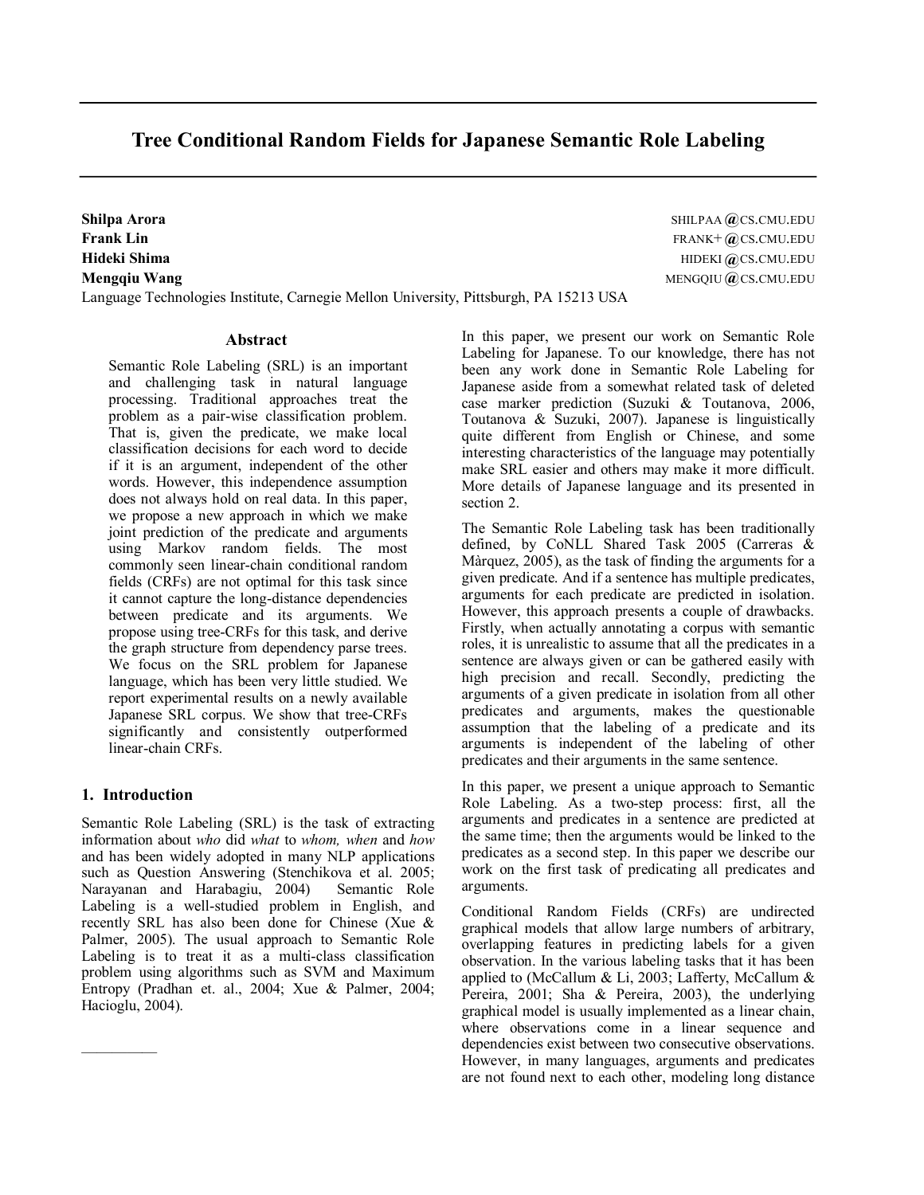# Tree Conditional Random Fields for Japanese Semantic Role Labeling

**Shilpa Arora** SHILPAA@CS.CMU.EDU
**Frank Lin** FRANK+@CS.CMU.EDU
**Hideki Shima** HIDEKI@CS.CMU.EDU
**Mengqiu Wang** MENGQIU@CS.CMU.EDU
Language Technologies Institute, Carnegie Mellon University, Pittsburgh, PA 15213 USA

## Abstract

Semantic Role Labeling (SRL) is an important and challenging task in natural language processing. Traditional approaches treat the problem as a pair-wise classification problem. That is, given the predicate, we make local classification decisions for each word to decide if it is an argument, independent of the other words. However, this independence assumption does not always hold on real data. In this paper, we propose a new approach in which we make joint prediction of the predicate and arguments using Markov random fields. The most commonly seen linear-chain conditional random fields (CRFs) are not optimal for this task since it cannot capture the long-distance dependencies between predicate and its arguments. We propose using tree-CRFs for this task, and derive the graph structure from dependency parse trees. We focus on the SRL problem for Japanese language, which has been very little studied. We report experimental results on a newly available Japanese SRL corpus. We show that tree-CRFs significantly and consistently outperformed linear-chain CRFs.

## 1. Introduction

Semantic Role Labeling (SRL) is the task of extracting information about *who* did *what* to *whom, when* and *how* and has been widely adopted in many NLP applications such as Question Answering (Stenchikova et al. 2005; Narayanan and Harabagiu, 2004) Semantic Role Labeling is a well-studied problem in English, and recently SRL has also been done for Chinese (Xue & Palmer, 2005). The usual approach to Semantic Role Labeling is to treat it as a multi-class classification problem using algorithms such as SVM and Maximum Entropy (Pradhan et. al., 2004; Xue & Palmer, 2004; Hacioglu, 2004).

In this paper, we present our work on Semantic Role Labeling for Japanese. To our knowledge, there has not been any work done in Semantic Role Labeling for Japanese aside from a somewhat related task of deleted case marker prediction (Suzuki & Toutanova, 2006, Toutanova & Suzuki, 2007). Japanese is linguistically quite different from English or Chinese, and some interesting characteristics of the language may potentially make SRL easier and others may make it more difficult. More details of Japanese language and its presented in section 2.

The Semantic Role Labeling task has been traditionally defined, by CoNLL Shared Task 2005 (Carreras & Màrquez, 2005), as the task of finding the arguments for a given predicate. And if a sentence has multiple predicates, arguments for each predicate are predicted in isolation. However, this approach presents a couple of drawbacks. Firstly, when actually annotating a corpus with semantic roles, it is unrealistic to assume that all the predicates in a sentence are always given or can be gathered easily with high precision and recall. Secondly, predicting the arguments of a given predicate in isolation from all other predicates and arguments, makes the questionable assumption that the labeling of a predicate and its arguments is independent of the labeling of other predicates and their arguments in the same sentence.

In this paper, we present a unique approach to Semantic Role Labeling. As a two-step process: first, all the arguments and predicates in a sentence are predicted at the same time; then the arguments would be linked to the predicates as a second step. In this paper we describe our work on the first task of predicating all predicates and arguments.

Conditional Random Fields (CRFs) are undirected graphical models that allow large numbers of arbitrary, overlapping features in predicting labels for a given observation. In the various labeling tasks that it has been applied to (McCallum & Li, 2003; Lafferty, McCallum & Pereira, 2001; Sha & Pereira, 2003), the underlying graphical model is usually implemented as a linear chain, where observations come in a linear sequence and dependencies exist between two consecutive observations. However, in many languages, arguments and predicates are not found next to each other, modeling long distance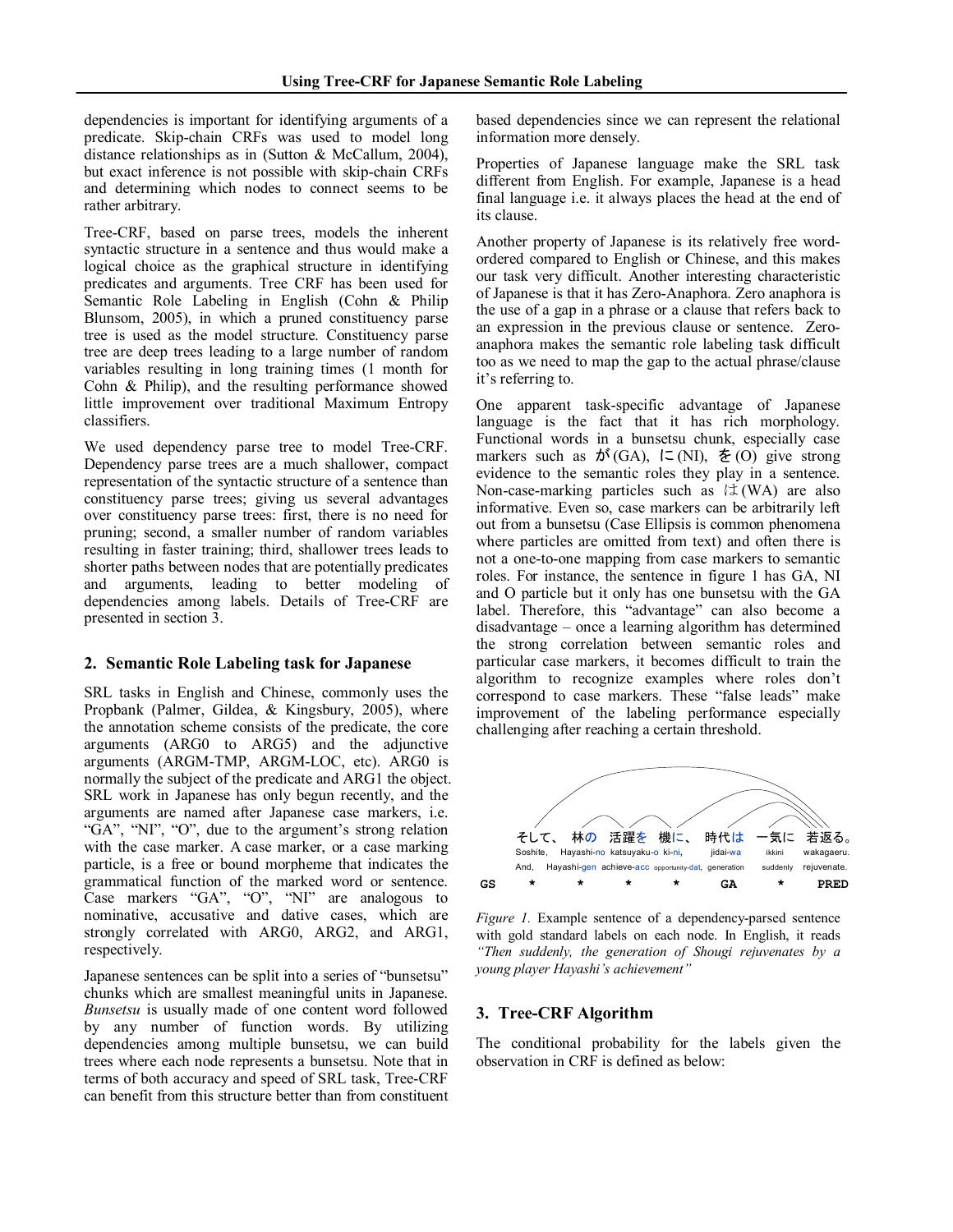dependencies is important for identifying arguments of a predicate. Skip-chain CRFs was used to model long distance relationships as in (Sutton & McCallum, 2004), but exact inference is not possible with skip-chain CRFs and determining which nodes to connect seems to be rather arbitrary.

Tree-CRF, based on parse trees, models the inherent syntactic structure in a sentence and thus would make a logical choice as the graphical structure in identifying predicates and arguments. Tree CRF has been used for Semantic Role Labeling in English (Cohn & Philip Blunsom, 2005), in which a pruned constituency parse tree is used as the model structure. Constituency parse tree are deep trees leading to a large number of random variables resulting in long training times (1 month for Cohn & Philip), and the resulting performance showed little improvement over traditional Maximum Entropy classifiers.

We used dependency parse tree to model Tree-CRF. Dependency parse trees are a much shallower, compact representation of the syntactic structure of a sentence than constituency parse trees; giving us several advantages over constituency parse trees: first, there is no need for pruning; second, a smaller number of random variables resulting in faster training; third, shallower trees leads to shorter paths between nodes that are potentially predicates and arguments, leading to better modeling of dependencies among labels. Details of Tree-CRF are presented in section 3.

## 2. Semantic Role Labeling task for Japanese

SRL tasks in English and Chinese, commonly uses the Propbank (Palmer, Gildea, & Kingsbury, 2005), where the annotation scheme consists of the predicate, the core arguments (ARG0 to ARG5) and the adjunctive arguments (ARGM-TMP, ARGM-LOC, etc). ARG0 is normally the subject of the predicate and ARG1 the object. SRL work in Japanese has only begun recently, and the arguments are named after Japanese case markers, i.e. "GA", "NI", "O", due to the argument's strong relation with the case marker. A case marker, or a case marking particle, is a free or bound morpheme that indicates the grammatical function of the marked word or sentence. Case markers "GA", "O", "NI" are analogous to nominative, accusative and dative cases, which are strongly correlated with ARG0, ARG2, and ARG1, respectively.

Japanese sentences can be split into a series of "bunsetsu" chunks which are smallest meaningful units in Japanese. *Bunsetsu* is usually made of one content word followed by any number of function words. By utilizing dependencies among multiple bunsetsu, we can build trees where each node represents a bunsetsu. Note that in terms of both accuracy and speed of SRL task, Tree-CRF can benefit from this structure better than from constituent based dependencies since we can represent the relational information more densely.

Properties of Japanese language make the SRL task different from English. For example, Japanese is a head final language i.e. it always places the head at the end of its clause.

Another property of Japanese is its relatively free word-ordered compared to English or Chinese, and this makes our task very difficult. Another interesting characteristic of Japanese is that it has Zero-Anaphora. Zero anaphora is the use of a gap in a phrase or a clause that refers back to an expression in the previous clause or sentence. Zero-anaphora makes the semantic role labeling task difficult too as we need to map the gap to the actual phrase/clause it's referring to.

One apparent task-specific advantage of Japanese language is the fact that it has rich morphology. Functional words in a bunsetsu chunk, especially case markers such as が(GA), に(NI), を(O) give strong evidence to the semantic roles they play in a sentence. Non-case-marking particles such as は(WA) are also informative. Even so, case markers can be arbitrarily left out from a bunsetsu (Case Ellipsis is common phenomena where particles are omitted from text) and often there is not a one-to-one mapping from case markers to semantic roles. For instance, the sentence in figure 1 has GA, NI and O particle but it only has one bunsetsu with the GA label. Therefore, this "advantage" can also become a disadvantage – once a learning algorithm has determined the strong correlation between semantic roles and particular case markers, it becomes difficult to train the algorithm to recognize examples where roles don't correspond to case markers. These "false leads" make improvement of the labeling performance especially challenging after reaching a certain threshold.

| | そして、 | 林の | 活躍を | 機に、 | 時代は | 一気に | 若返る。 |
|---|---|---|---|---|---|---|---|
| | Soshite, | Hayashi-no | katsuyaku-o | ki-ni, | jidai-wa | ikkini | wakagaeru. |
| | And, | Hayashi-gen | achieve-acc | opportunity-dat, | generation | suddenly | rejuvenate. |
| GS | * | * | * | * | GA | * | PRED |

*Figure 1.* Example sentence of a dependency-parsed sentence with gold standard labels on each node. In English, it reads *"Then suddenly, the generation of Shougi rejuvenates by a young player Hayashi's achievement"*

## 3. Tree-CRF Algorithm

The conditional probability for the labels given the observation in CRF is defined as below: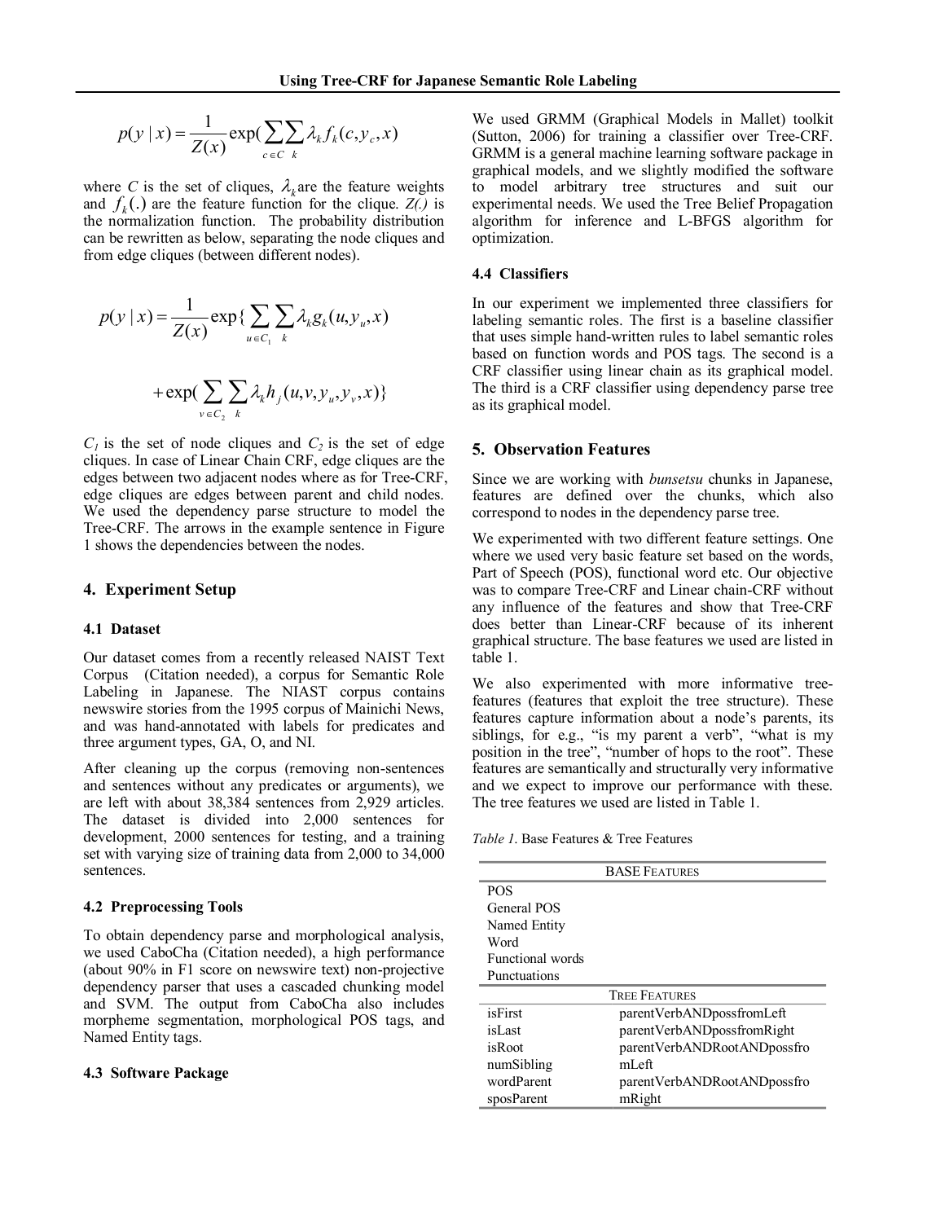$$p(y \mid x) = \frac{1}{Z(x)} \exp\left(\sum_{c \in C} \sum_{k} \lambda_k f_k(c, y_c, x)\right)$$

where $C$ is the set of cliques, $\lambda_k$ are the feature weights and $f_k(.)$ are the feature function for the clique. $Z(.)$ is the normalization function. The probability distribution can be rewritten as below, separating the node cliques and from edge cliques (between different nodes).

$$p(y \mid x) = \frac{1}{Z(x)} \exp\{\sum_{u \in C_1} \sum_{k} \lambda_k g_k(u, y_u, x)$$

$$+ \exp\left(\sum_{v \in C_2} \sum_{k} \lambda_k h_j(u, v, y_u, y_v, x)\right)\}$$

$C_1$ is the set of node cliques and $C_2$ is the set of edge cliques. In case of Linear Chain CRF, edge cliques are the edges between two adjacent nodes where as for Tree-CRF, edge cliques are edges between parent and child nodes. We used the dependency parse structure to model the Tree-CRF. The arrows in the example sentence in Figure 1 shows the dependencies between the nodes.

## 4. Experiment Setup

### 4.1 Dataset

Our dataset comes from a recently released NAIST Text Corpus (Citation needed), a corpus for Semantic Role Labeling in Japanese. The NIAST corpus contains newswire stories from the 1995 corpus of Mainichi News, and was hand-annotated with labels for predicates and three argument types, GA, O, and NI.

After cleaning up the corpus (removing non-sentences and sentences without any predicates or arguments), we are left with about 38,384 sentences from 2,929 articles. The dataset is divided into 2,000 sentences for development, 2000 sentences for testing, and a training set with varying size of training data from 2,000 to 34,000 sentences.

### 4.2 Preprocessing Tools

To obtain dependency parse and morphological analysis, we used CaboCha (Citation needed), a high performance (about 90% in F1 score on newswire text) non-projective dependency parser that uses a cascaded chunking model and SVM. The output from CaboCha also includes morpheme segmentation, morphological POS tags, and Named Entity tags.

### 4.3 Software Package

We used GRMM (Graphical Models in Mallet) toolkit (Sutton, 2006) for training a classifier over Tree-CRF. GRMM is a general machine learning software package in graphical models, and we slightly modified the software to model arbitrary tree structures and suit our experimental needs. We used the Tree Belief Propagation algorithm for inference and L-BFGS algorithm for optimization.

### 4.4 Classifiers

In our experiment we implemented three classifiers for labeling semantic roles. The first is a baseline classifier that uses simple hand-written rules to label semantic roles based on function words and POS tags. The second is a CRF classifier using linear chain as its graphical model. The third is a CRF classifier using dependency parse tree as its graphical model.

## 5. Observation Features

Since we are working with *bunsetsu* chunks in Japanese, features are defined over the chunks, which also correspond to nodes in the dependency parse tree.

We experimented with two different feature settings. One where we used very basic feature set based on the words, Part of Speech (POS), functional word etc. Our objective was to compare Tree-CRF and Linear chain-CRF without any influence of the features and show that Tree-CRF does better than Linear-CRF because of its inherent graphical structure. The base features we used are listed in table 1.

We also experimented with more informative tree-features (features that exploit the tree structure). These features capture information about a node's parents, its siblings, for e.g., "is my parent a verb", "what is my position in the tree", "number of hops to the root". These features are semantically and structurally very informative and we expect to improve our performance with these. The tree features we used are listed in Table 1.

*Table 1.* Base Features & Tree Features

| BASE FEATURES | |
|---|---|
| POS | |
| General POS | |
| Named Entity | |
| Word | |
| Functional words | |
| Punctuations | |
| **TREE FEATURES** | |
| isFirst | parentVerbANDpossfromLeft |
| isLast | parentVerbANDpossfromRight |
| isRoot | parentVerbANDRootANDpossfromLeft |
| numSibling | |
| wordParent | parentVerbANDRootANDpossfromRight |
| sposParent | |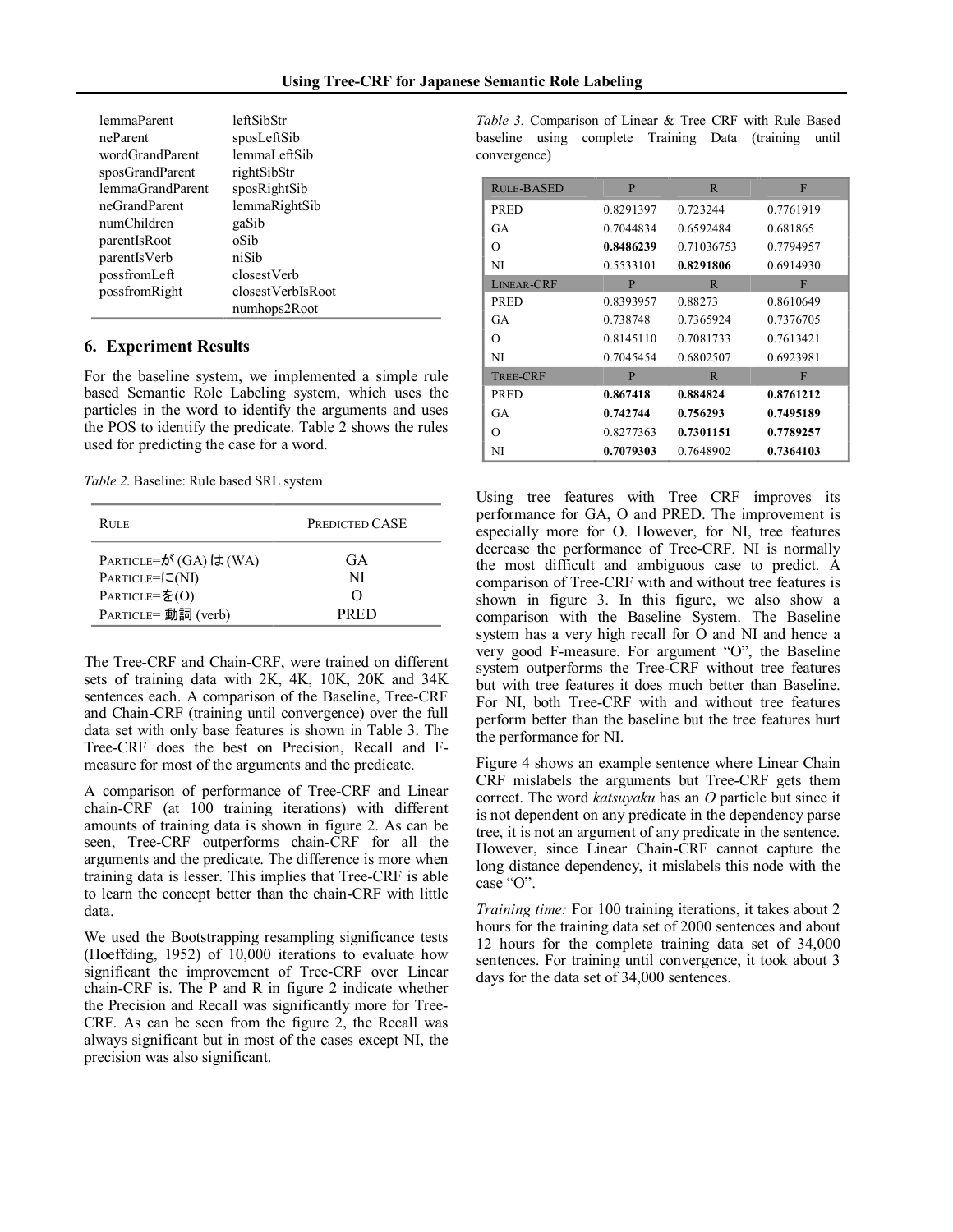| | |
|---|---|
| lemmaParent | leftSibStr |
| neParent | sposLeftSib |
| wordGrandParent | lemmaLeftSib |
| sposGrandParent | rightSibStr |
| lemmaGrandParent | sposRightSib |
| neGrandParent | lemmaRightSib |
| numChildren | gaSib |
| parentIsRoot | oSib |
| parentIsVerb | niSib |
| possfromLeft | closestVerb |
| possfromRight | closestVerbIsRoot |
| | numhops2Root |

## 6. Experiment Results

For the baseline system, we implemented a simple rule based Semantic Role Labeling system, which uses the particles in the word to identify the arguments and uses the POS to identify the predicate. Table 2 shows the rules used for predicting the case for a word.

*Table 2.* Baseline: Rule based SRL system

| RULE | PREDICTED CASE |
|---|---|
| PARTICLE=が (GA) は (WA) | GA |
| PARTICLE=に(NI) | NI |
| PARTICLE=を(O) | O |
| PARTICLE= 動詞 (verb) | PRED |

The Tree-CRF and Chain-CRF, were trained on different sets of training data with 2K, 4K, 10K, 20K and 34K sentences each. A comparison of the Baseline, Tree-CRF and Chain-CRF (training until convergence) over the full data set with only base features is shown in Table 3. The Tree-CRF does the best on Precision, Recall and F-measure for most of the arguments and the predicate.

A comparison of performance of Tree-CRF and Linear chain-CRF (at 100 training iterations) with different amounts of training data is shown in figure 2. As can be seen, Tree-CRF outperforms chain-CRF for all the arguments and the predicate. The difference is more when training data is lesser. This implies that Tree-CRF is able to learn the concept better than the chain-CRF with little data.

We used the Bootstrapping resampling significance tests (Hoeffding, 1952) of 10,000 iterations to evaluate how significant the improvement of Tree-CRF over Linear chain-CRF is. The P and R in figure 2 indicate whether the Precision and Recall was significantly more for Tree-CRF. As can be seen from the figure 2, the Recall was always significant but in most of the cases except NI, the precision was also significant.

*Table 3.* Comparison of Linear & Tree CRF with Rule Based baseline using complete Training Data (training until convergence)

| RULE-BASED | P | R | F |
|---|---|---|---|
| PRED | 0.8291397 | 0.723244 | 0.7761919 |
| GA | 0.7044834 | 0.6592484 | 0.681865 |
| O | **0.8486239** | 0.71036753 | 0.7794957 |
| NI | 0.5533101 | **0.8291806** | 0.6914930 |
| **LINEAR-CRF** | **P** | **R** | **F** |
| PRED | 0.8393957 | 0.88273 | 0.8610649 |
| GA | 0.738748 | 0.7365924 | 0.7376705 |
| O | 0.8145110 | 0.7081733 | 0.7613421 |
| NI | 0.7045454 | 0.6802507 | 0.6923981 |
| **TREE-CRF** | **P** | **R** | **F** |
| PRED | **0.867418** | **0.884824** | **0.8761212** |
| GA | **0.742744** | **0.756293** | **0.7495189** |
| O | 0.8277363 | **0.7301151** | **0.7789257** |
| NI | **0.7079303** | 0.7648902 | **0.7364103** |

Using tree features with Tree CRF improves its performance for GA, O and PRED. The improvement is especially more for O. However, for NI, tree features decrease the performance of Tree-CRF. NI is normally the most difficult and ambiguous case to predict. A comparison of Tree-CRF with and without tree features is shown in figure 3. In this figure, we also show a comparison with the Baseline System. The Baseline system has a very high recall for O and NI and hence a very good F-measure. For argument "O", the Baseline system outperforms the Tree-CRF without tree features but with tree features it does much better than Baseline. For NI, both Tree-CRF with and without tree features perform better than the baseline but the tree features hurt the performance for NI.

Figure 4 shows an example sentence where Linear Chain CRF mislabels the arguments but Tree-CRF gets them correct. The word *katsuyaku* has an *O* particle but since it is not dependent on any predicate in the dependency parse tree, it is not an argument of any predicate in the sentence. However, since Linear Chain-CRF cannot capture the long distance dependency, it mislabels this node with the case "O".

*Training time:* For 100 training iterations, it takes about 2 hours for the training data set of 2000 sentences and about 12 hours for the complete training data set of 34,000 sentences. For training until convergence, it took about 3 days for the data set of 34,000 sentences.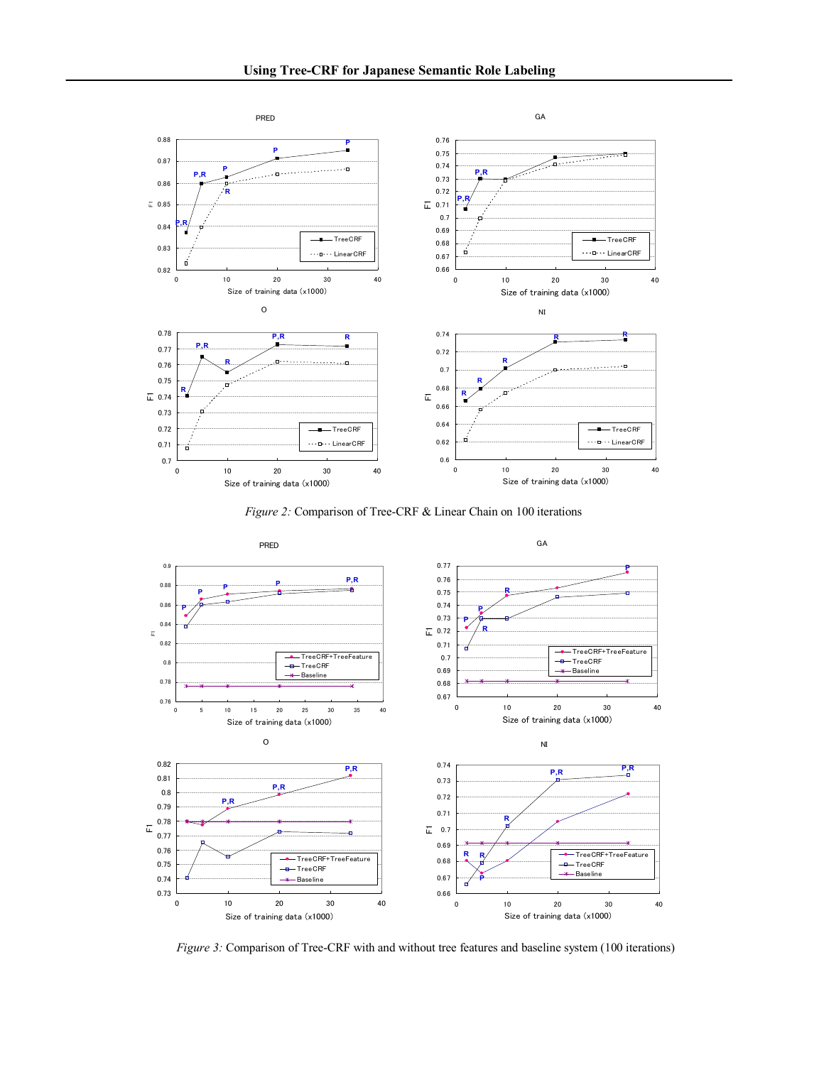*Figure 2:* Comparison of Tree-CRF & Linear Chain on 100 iterations

*Figure 3:* Comparison of Tree-CRF with and without tree features and baseline system (100 iterations)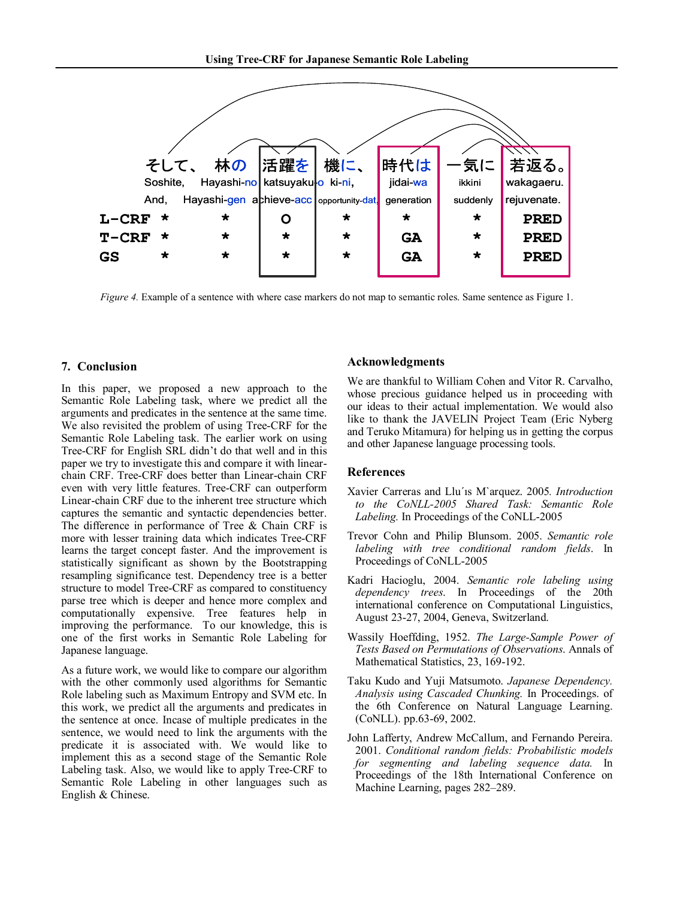| | そして、 | 林の | 活躍を | 機に、 | 時代は | 一気に | 若返る。 |
|---|---|---|---|---|---|---|---|
| | Soshite, | Hayashi-no | katsuyaku-o | ki-ni, | jidai-wa | ikkini | wakagaeru. |
| | And, | Hayashi-gen | achieve-acc | opportunity-dat, | generation | suddenly | rejuvenate. |
| L-CRF | * | * | O | * | * | * | PRED |
| T-CRF | * | * | * | * | GA | * | PRED |
| GS | * | * | * | * | GA | * | PRED |

*Figure 4.* Example of a sentence with where case markers do not map to semantic roles. Same sentence as Figure 1.

## 7. Conclusion

In this paper, we proposed a new approach to the Semantic Role Labeling task, where we predict all the arguments and predicates in the sentence at the same time. We also revisited the problem of using Tree-CRF for the Semantic Role Labeling task. The earlier work on using Tree-CRF for English SRL didn't do that well and in this paper we try to investigate this and compare it with linear-chain CRF. Tree-CRF does better than Linear-chain CRF even with very little features. Tree-CRF can outperform Linear-chain CRF due to the inherent tree structure which captures the semantic and syntactic dependencies better. The difference in performance of Tree & Chain CRF is more with lesser training data which indicates Tree-CRF learns the target concept faster. And the improvement is statistically significant as shown by the Bootstrapping resampling significance test. Dependency tree is a better structure to model Tree-CRF as compared to constituency parse tree which is deeper and hence more complex and computationally expensive. Tree features help in improving the performance. To our knowledge, this is one of the first works in Semantic Role Labeling for Japanese language.

As a future work, we would like to compare our algorithm with the other commonly used algorithms for Semantic Role labeling such as Maximum Entropy and SVM etc. In this work, we predict all the arguments and predicates in the sentence at once. Incase of multiple predicates in the sentence, we would need to link the arguments with the predicate it is associated with. We would like to implement this as a second stage of the Semantic Role Labeling task. Also, we would like to apply Tree-CRF to Semantic Role Labeling in other languages such as English & Chinese.

## Acknowledgments

We are thankful to William Cohen and Vitor R. Carvalho, whose precious guidance helped us in proceeding with our ideas to their actual implementation. We would also like to thank the JAVELIN Project Team (Eric Nyberg and Teruko Mitamura) for helping us in getting the corpus and other Japanese language processing tools.

## References

Xavier Carreras and Lluís Màrquez. 2005. *Introduction to the CoNLL-2005 Shared Task: Semantic Role Labeling.* In Proceedings of the CoNLL-2005

Trevor Cohn and Philip Blunsom. 2005. *Semantic role labeling with tree conditional random fields*. In Proceedings of CoNLL-2005

Kadri Hacioglu, 2004. *Semantic role labeling using dependency trees.* In Proceedings of the 20th international conference on Computational Linguistics, August 23-27, 2004, Geneva, Switzerland.

Wassily Hoeffding, 1952. *The Large-Sample Power of Tests Based on Permutations of Observations*. Annals of Mathematical Statistics, 23, 169-192.

Taku Kudo and Yuji Matsumoto. *Japanese Dependency. Analysis using Cascaded Chunking.* In Proceedings. of the 6th Conference on Natural Language Learning. (CoNLL). pp.63-69, 2002.

John Lafferty, Andrew McCallum, and Fernando Pereira. 2001. *Conditional random fields: Probabilistic models for segmenting and labeling sequence data.* In Proceedings of the 18th International Conference on Machine Learning, pages 282–289.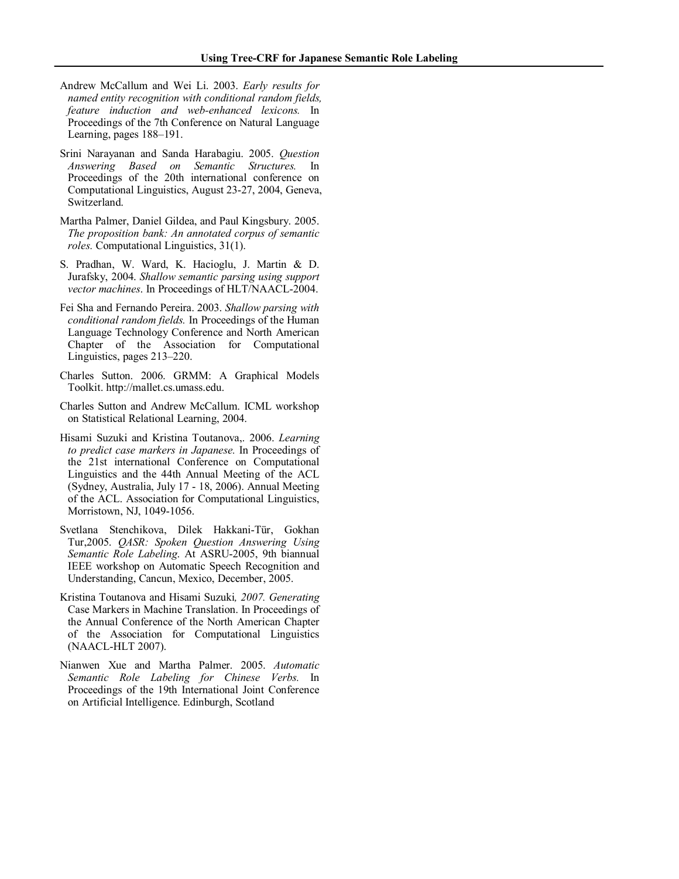Andrew McCallum and Wei Li. 2003. *Early results for named entity recognition with conditional random fields, feature induction and web-enhanced lexicons.* In Proceedings of the 7th Conference on Natural Language Learning, pages 188–191.

Srini Narayanan and Sanda Harabagiu. 2005. *Question Answering Based on Semantic Structures.* In Proceedings of the 20th international conference on Computational Linguistics, August 23-27, 2004, Geneva, Switzerland.

Martha Palmer, Daniel Gildea, and Paul Kingsbury. 2005. *The proposition bank: An annotated corpus of semantic roles.* Computational Linguistics, 31(1).

S. Pradhan, W. Ward, K. Hacioglu, J. Martin & D. Jurafsky, 2004. *Shallow semantic parsing using support vector machines*. In Proceedings of HLT/NAACL-2004.

Fei Sha and Fernando Pereira. 2003. *Shallow parsing with conditional random fields.* In Proceedings of the Human Language Technology Conference and North American Chapter of the Association for Computational Linguistics, pages 213–220.

Charles Sutton. 2006. GRMM: A Graphical Models Toolkit. http://mallet.cs.umass.edu.

Charles Sutton and Andrew McCallum. ICML workshop on Statistical Relational Learning, 2004.

Hisami Suzuki and Kristina Toutanova,. 2006. *Learning to predict case markers in Japanese.* In Proceedings of the 21st international Conference on Computational Linguistics and the 44th Annual Meeting of the ACL (Sydney, Australia, July 17 - 18, 2006). Annual Meeting of the ACL. Association for Computational Linguistics, Morristown, NJ, 1049-1056.

Svetlana Stenchikova, Dilek Hakkani-Tür, Gokhan Tur,2005. *QASR: Spoken Question Answering Using Semantic Role Labeling*. At ASRU-2005, 9th biannual IEEE workshop on Automatic Speech Recognition and Understanding, Cancun, Mexico, December, 2005.

Kristina Toutanova and Hisami Suzuki*, 2007. Generating* Case Markers in Machine Translation. In Proceedings of the Annual Conference of the North American Chapter of the Association for Computational Linguistics (NAACL-HLT 2007).

Nianwen Xue and Martha Palmer. 2005. *Automatic Semantic Role Labeling for Chinese Verbs.* In Proceedings of the 19th International Joint Conference on Artificial Intelligence. Edinburgh, Scotland